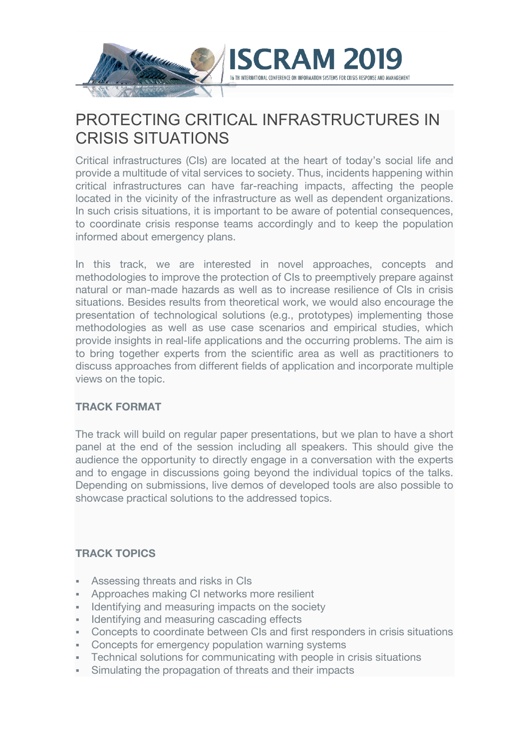# PROTECTING CRITICAL INFRASTRUCTURES IN CRISIS SITUATIONS

Critical infrastructures (CIs) are located at the heart of today's social life and provide a multitude of vital services to society. Thus, incidents happening within critical infrastructures can have far-reaching impacts, affecting the people located in the vicinity of the infrastructure as well as dependent organizations. In such crisis situations, it is important to be aware of potential consequences, to coordinate crisis response teams accordingly and to keep the population informed about emergency plans.

In this track, we are interested in novel approaches, concepts and methodologies to improve the protection of CIs to preemptively prepare against natural or man-made hazards as well as to increase resilience of CIs in crisis situations. Besides results from theoretical work, we would also encourage the presentation of technological solutions (e.g., prototypes) implementing those methodologies as well as use case scenarios and empirical studies, which provide insights in real-life applications and the occurring problems. The aim is to bring together experts from the scientific area as well as practitioners to discuss approaches from different fields of application and incorporate multiple views on the topic.

## TRACK FORMAT

The track will build on regular paper presentations, but we plan to have a short panel at the end of the session including all speakers. This should give the audience the opportunity to directly engage in a conversation with the experts and to engage in discussions going beyond the individual topics of the talks. Depending on submissions, live demos of developed tools are also possible to showcase practical solutions to the addressed topics.

## TRACK TOPICS

- Assessing threats and risks in CIs
- Approaches making CI networks more resilient
- Identifying and measuring impacts on the society
- Identifying and measuring cascading effects
- Concepts to coordinate between CIs and first responders in crisis situations
- Concepts for emergency population warning systems
- Technical solutions for communicating with people in crisis situations
- Simulating the propagation of threats and their impacts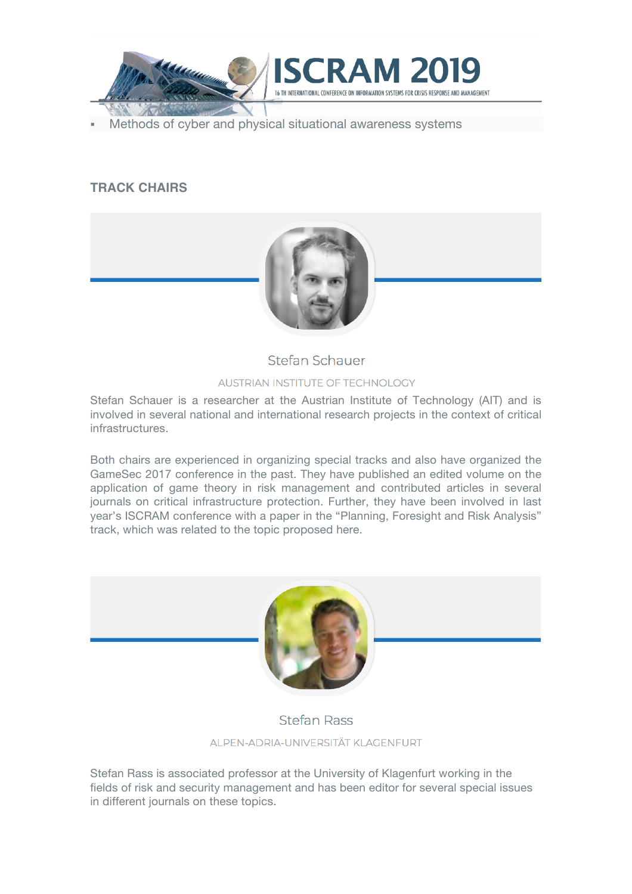- Methods of cyber and physical situational awareness systems

## TRACK CHAIRS

### Stefan Schauer

AUSTRIAN INSTITUTE OF TECHNOLOGY

Stefan Schauer is a researcher at the Austrian Institute of Technology (AIT) and is involved in several national and international research projects in the context of critical infrastructures.

Both chairs are experienced in organizing special tracks and also have organized the GameSec 2017 conference in the past. They have published an edited volume on the application of game theory in risk management and contributed articles in several journals on critical infrastructure protection. Further, they have been involved in last year's ISCRAM conference with a paper in the "Planning, Foresight and Risk Analysis" track, which was related to the topic proposed here.

### Stefan Rass

ALPEN-ADRIA-UNIVERSITÄT KLAGENFURT

Stefan Rass is associated professor at the University of Klagenfurt working in the fields of risk and security management and has been editor for several special issues in different journals on these topics.